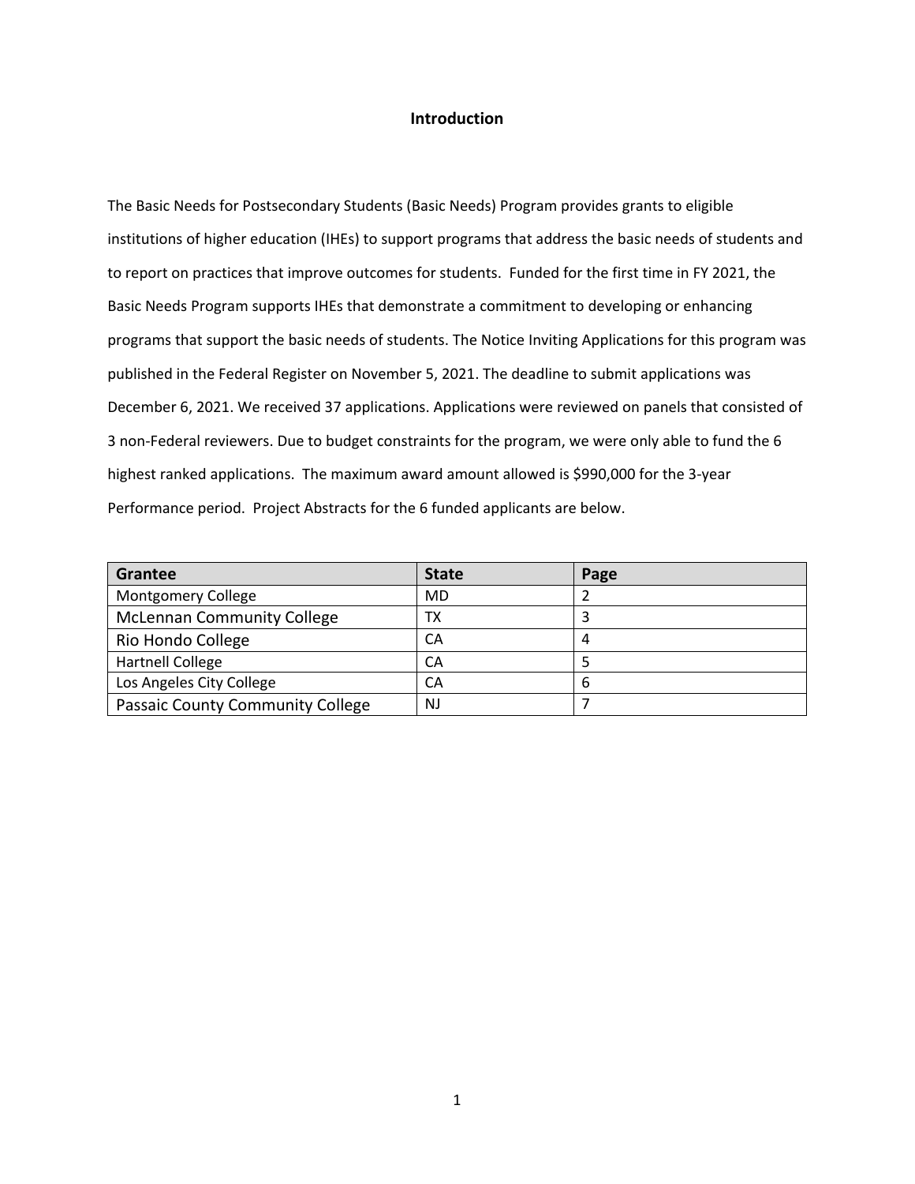## Introduction

The Basic Needs for Postsecondary Students (Basic Needs) Program provides grants to eligible institutions of higher education (IHEs) to support programs that address the basic needs of students and to report on practices that improve outcomes for students. Funded for the first time in FY 2021, the Basic Needs Program supports IHEs that demonstrate a commitment to developing or enhancing programs that support the basic needs of students. The Notice Inviting Applications for this program was published in the Federal Register on November 5, 2021. The deadline to submit applications was December 6, 2021. We received 37 applications. Applications were reviewed on panels that consisted of 3 non-Federal reviewers. Due to budget constraints for the program, we were only able to fund the 6 highest ranked applications. The maximum award amount allowed is $990,000 for the 3-year Performance period. Project Abstracts for the 6 funded applicants are below.

| Grantee | State | Page |
| --- | --- | --- |
| Montgomery College | MD | 2 |
| McLennan Community College | TX | 3 |
| Rio Hondo College | CA | 4 |
| Hartnell College | CA | 5 |
| Los Angeles City College | CA | 6 |
| Passaic County Community College | NJ | 7 |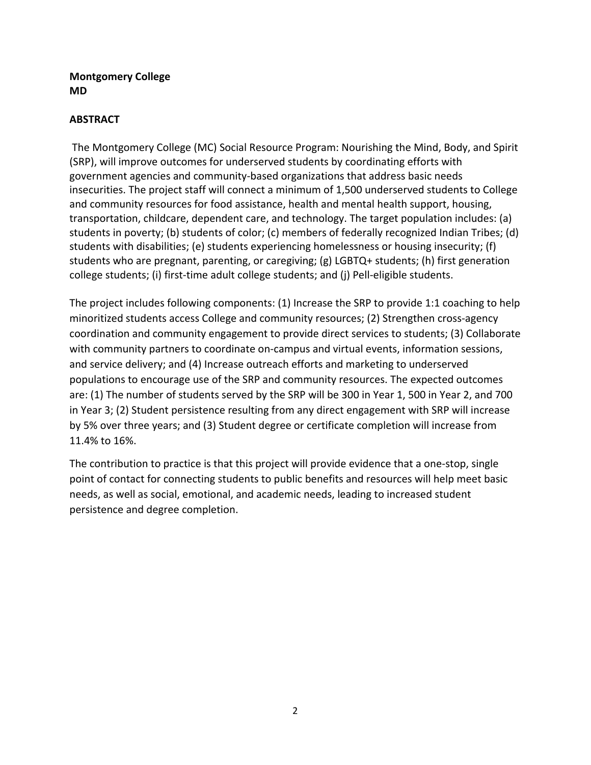**Montgomery College**
**MD**

## ABSTRACT

The Montgomery College (MC) Social Resource Program: Nourishing the Mind, Body, and Spirit (SRP), will improve outcomes for underserved students by coordinating efforts with government agencies and community-based organizations that address basic needs insecurities. The project staff will connect a minimum of 1,500 underserved students to College and community resources for food assistance, health and mental health support, housing, transportation, childcare, dependent care, and technology. The target population includes: (a) students in poverty; (b) students of color; (c) members of federally recognized Indian Tribes; (d) students with disabilities; (e) students experiencing homelessness or housing insecurity; (f) students who are pregnant, parenting, or caregiving; (g) LGBTQ+ students; (h) first generation college students; (i) first-time adult college students; and (j) Pell-eligible students.

The project includes following components: (1) Increase the SRP to provide 1:1 coaching to help minoritized students access College and community resources; (2) Strengthen cross-agency coordination and community engagement to provide direct services to students; (3) Collaborate with community partners to coordinate on-campus and virtual events, information sessions, and service delivery; and (4) Increase outreach efforts and marketing to underserved populations to encourage use of the SRP and community resources. The expected outcomes are: (1) The number of students served by the SRP will be 300 in Year 1, 500 in Year 2, and 700 in Year 3; (2) Student persistence resulting from any direct engagement with SRP will increase by 5% over three years; and (3) Student degree or certificate completion will increase from 11.4% to 16%.

The contribution to practice is that this project will provide evidence that a one-stop, single point of contact for connecting students to public benefits and resources will help meet basic needs, as well as social, emotional, and academic needs, leading to increased student persistence and degree completion.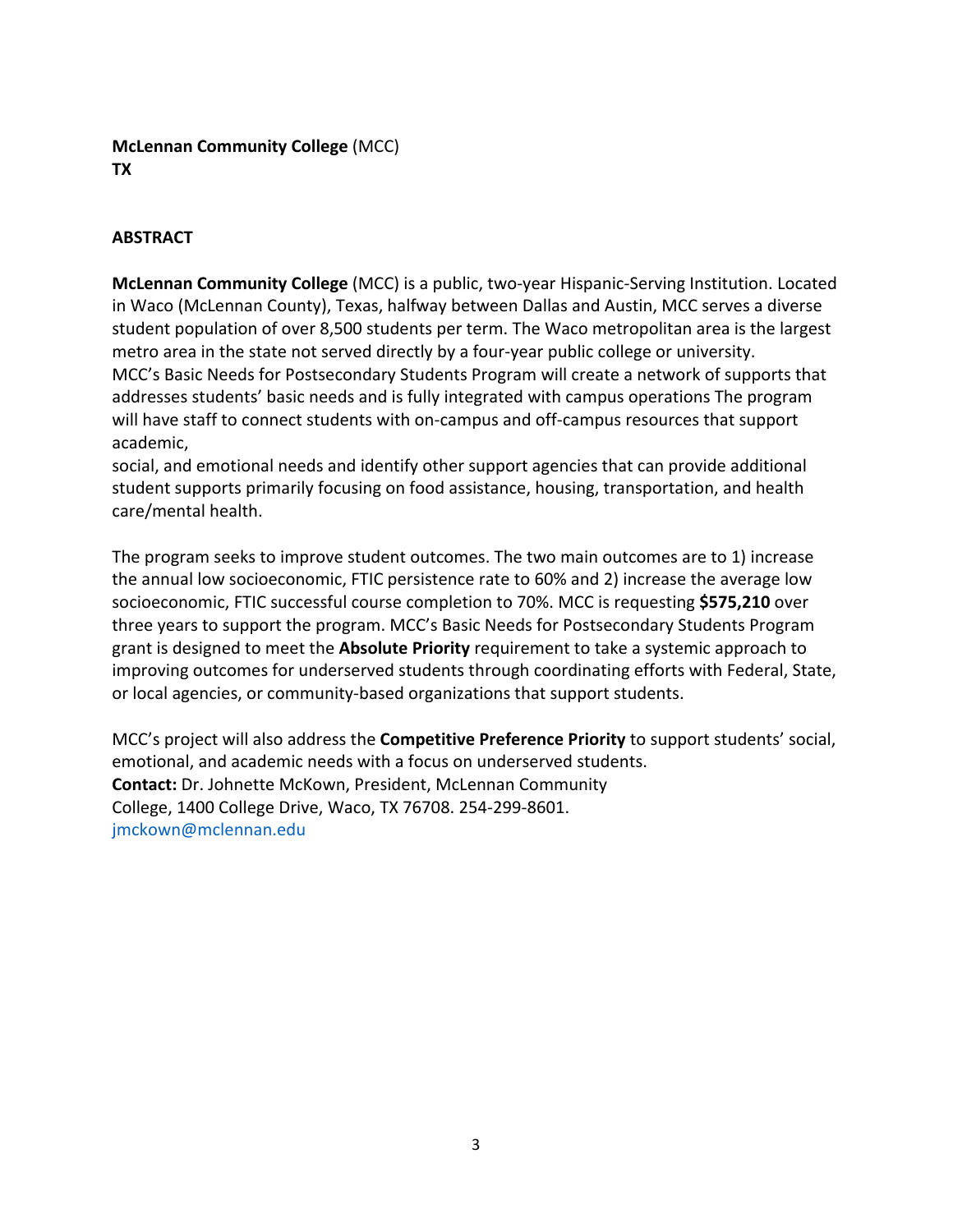**McLennan Community College** (MCC)
**TX**

**ABSTRACT**

**McLennan Community College** (MCC) is a public, two-year Hispanic-Serving Institution. Located in Waco (McLennan County), Texas, halfway between Dallas and Austin, MCC serves a diverse student population of over 8,500 students per term. The Waco metropolitan area is the largest metro area in the state not served directly by a four-year public college or university.
MCC's Basic Needs for Postsecondary Students Program will create a network of supports that addresses students' basic needs and is fully integrated with campus operations The program will have staff to connect students with on-campus and off-campus resources that support academic,
social, and emotional needs and identify other support agencies that can provide additional student supports primarily focusing on food assistance, housing, transportation, and health care/mental health.

The program seeks to improve student outcomes. The two main outcomes are to 1) increase the annual low socioeconomic, FTIC persistence rate to 60% and 2) increase the average low socioeconomic, FTIC successful course completion to 70%. MCC is requesting **$575,210** over three years to support the program. MCC's Basic Needs for Postsecondary Students Program grant is designed to meet the **Absolute Priority** requirement to take a systemic approach to improving outcomes for underserved students through coordinating efforts with Federal, State, or local agencies, or community-based organizations that support students.

MCC's project will also address the **Competitive Preference Priority** to support students' social, emotional, and academic needs with a focus on underserved students.
**Contact:** Dr. Johnette McKown, President, McLennan Community College, 1400 College Drive, Waco, TX 76708. 254-299-8601.
jmckown@mclennan.edu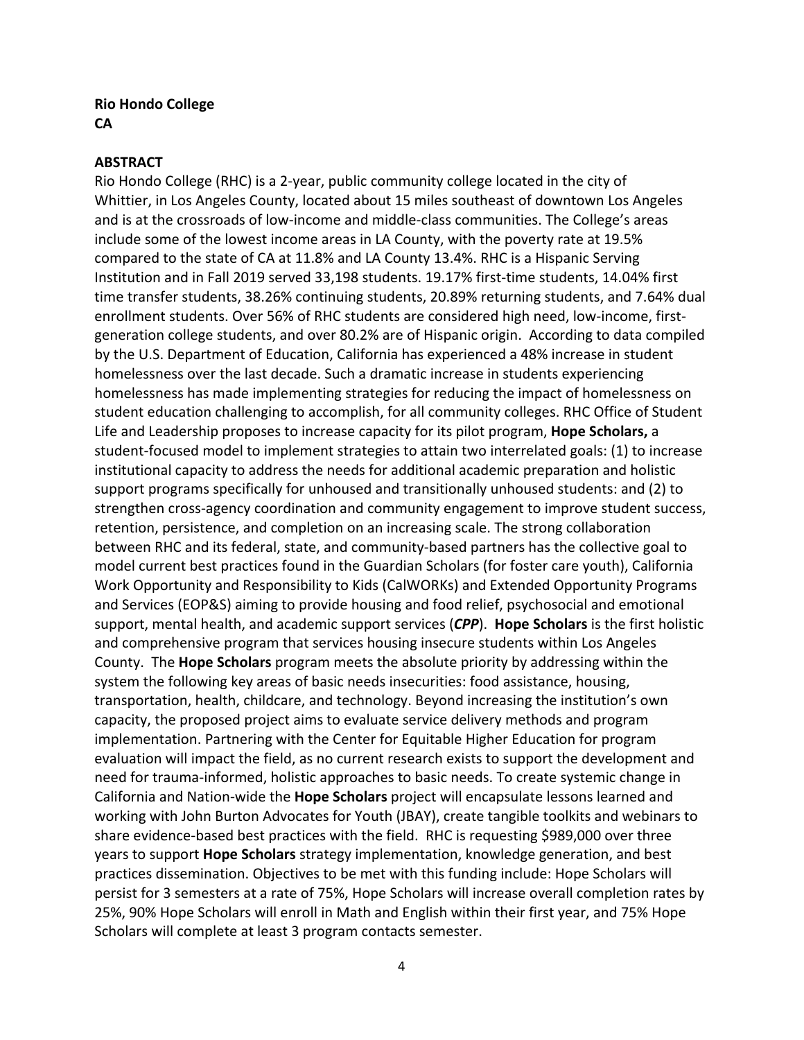**Rio Hondo College**
**CA**

**ABSTRACT**

Rio Hondo College (RHC) is a 2-year, public community college located in the city of Whittier, in Los Angeles County, located about 15 miles southeast of downtown Los Angeles and is at the crossroads of low-income and middle-class communities. The College's areas include some of the lowest income areas in LA County, with the poverty rate at 19.5% compared to the state of CA at 11.8% and LA County 13.4%. RHC is a Hispanic Serving Institution and in Fall 2019 served 33,198 students. 19.17% first-time students, 14.04% first time transfer students, 38.26% continuing students, 20.89% returning students, and 7.64% dual enrollment students. Over 56% of RHC students are considered high need, low-income, first-generation college students, and over 80.2% are of Hispanic origin. According to data compiled by the U.S. Department of Education, California has experienced a 48% increase in student homelessness over the last decade. Such a dramatic increase in students experiencing homelessness has made implementing strategies for reducing the impact of homelessness on student education challenging to accomplish, for all community colleges. RHC Office of Student Life and Leadership proposes to increase capacity for its pilot program, **Hope Scholars,** a student-focused model to implement strategies to attain two interrelated goals: (1) to increase institutional capacity to address the needs for additional academic preparation and holistic support programs specifically for unhoused and transitionally unhoused students: and (2) to strengthen cross-agency coordination and community engagement to improve student success, retention, persistence, and completion on an increasing scale. The strong collaboration between RHC and its federal, state, and community-based partners has the collective goal to model current best practices found in the Guardian Scholars (for foster care youth), California Work Opportunity and Responsibility to Kids (CalWORKs) and Extended Opportunity Programs and Services (EOP&S) aiming to provide housing and food relief, psychosocial and emotional support, mental health, and academic support services (***CPP***). **Hope Scholars** is the first holistic and comprehensive program that services housing insecure students within Los Angeles County. The **Hope Scholars** program meets the absolute priority by addressing within the system the following key areas of basic needs insecurities: food assistance, housing, transportation, health, childcare, and technology. Beyond increasing the institution's own capacity, the proposed project aims to evaluate service delivery methods and program implementation. Partnering with the Center for Equitable Higher Education for program evaluation will impact the field, as no current research exists to support the development and need for trauma-informed, holistic approaches to basic needs. To create systemic change in California and Nation-wide the **Hope Scholars** project will encapsulate lessons learned and working with John Burton Advocates for Youth (JBAY), create tangible toolkits and webinars to share evidence-based best practices with the field. RHC is requesting $989,000 over three years to support **Hope Scholars** strategy implementation, knowledge generation, and best practices dissemination. Objectives to be met with this funding include: Hope Scholars will persist for 3 semesters at a rate of 75%, Hope Scholars will increase overall completion rates by 25%, 90% Hope Scholars will enroll in Math and English within their first year, and 75% Hope Scholars will complete at least 3 program contacts semester.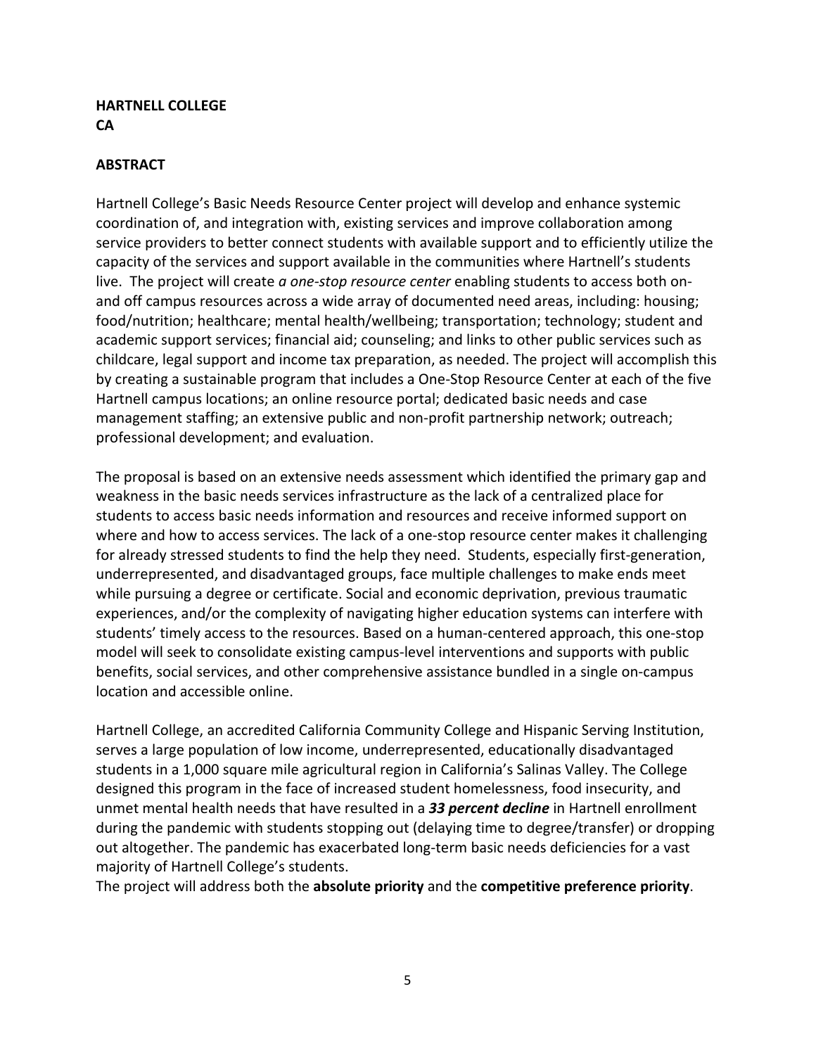**HARTNELL COLLEGE**
**CA**

## ABSTRACT

Hartnell College's Basic Needs Resource Center project will develop and enhance systemic coordination of, and integration with, existing services and improve collaboration among service providers to better connect students with available support and to efficiently utilize the capacity of the services and support available in the communities where Hartnell's students live. The project will create *a one-stop resource center* enabling students to access both on- and off campus resources across a wide array of documented need areas, including: housing; food/nutrition; healthcare; mental health/wellbeing; transportation; technology; student and academic support services; financial aid; counseling; and links to other public services such as childcare, legal support and income tax preparation, as needed. The project will accomplish this by creating a sustainable program that includes a One-Stop Resource Center at each of the five Hartnell campus locations; an online resource portal; dedicated basic needs and case management staffing; an extensive public and non-profit partnership network; outreach; professional development; and evaluation.

The proposal is based on an extensive needs assessment which identified the primary gap and weakness in the basic needs services infrastructure as the lack of a centralized place for students to access basic needs information and resources and receive informed support on where and how to access services. The lack of a one-stop resource center makes it challenging for already stressed students to find the help they need. Students, especially first-generation, underrepresented, and disadvantaged groups, face multiple challenges to make ends meet while pursuing a degree or certificate. Social and economic deprivation, previous traumatic experiences, and/or the complexity of navigating higher education systems can interfere with students' timely access to the resources. Based on a human-centered approach, this one-stop model will seek to consolidate existing campus-level interventions and supports with public benefits, social services, and other comprehensive assistance bundled in a single on-campus location and accessible online.

Hartnell College, an accredited California Community College and Hispanic Serving Institution, serves a large population of low income, underrepresented, educationally disadvantaged students in a 1,000 square mile agricultural region in California's Salinas Valley. The College designed this program in the face of increased student homelessness, food insecurity, and unmet mental health needs that have resulted in a ***33 percent decline*** in Hartnell enrollment during the pandemic with students stopping out (delaying time to degree/transfer) or dropping out altogether. The pandemic has exacerbated long-term basic needs deficiencies for a vast majority of Hartnell College's students.

The project will address both the **absolute priority** and the **competitive preference priority**.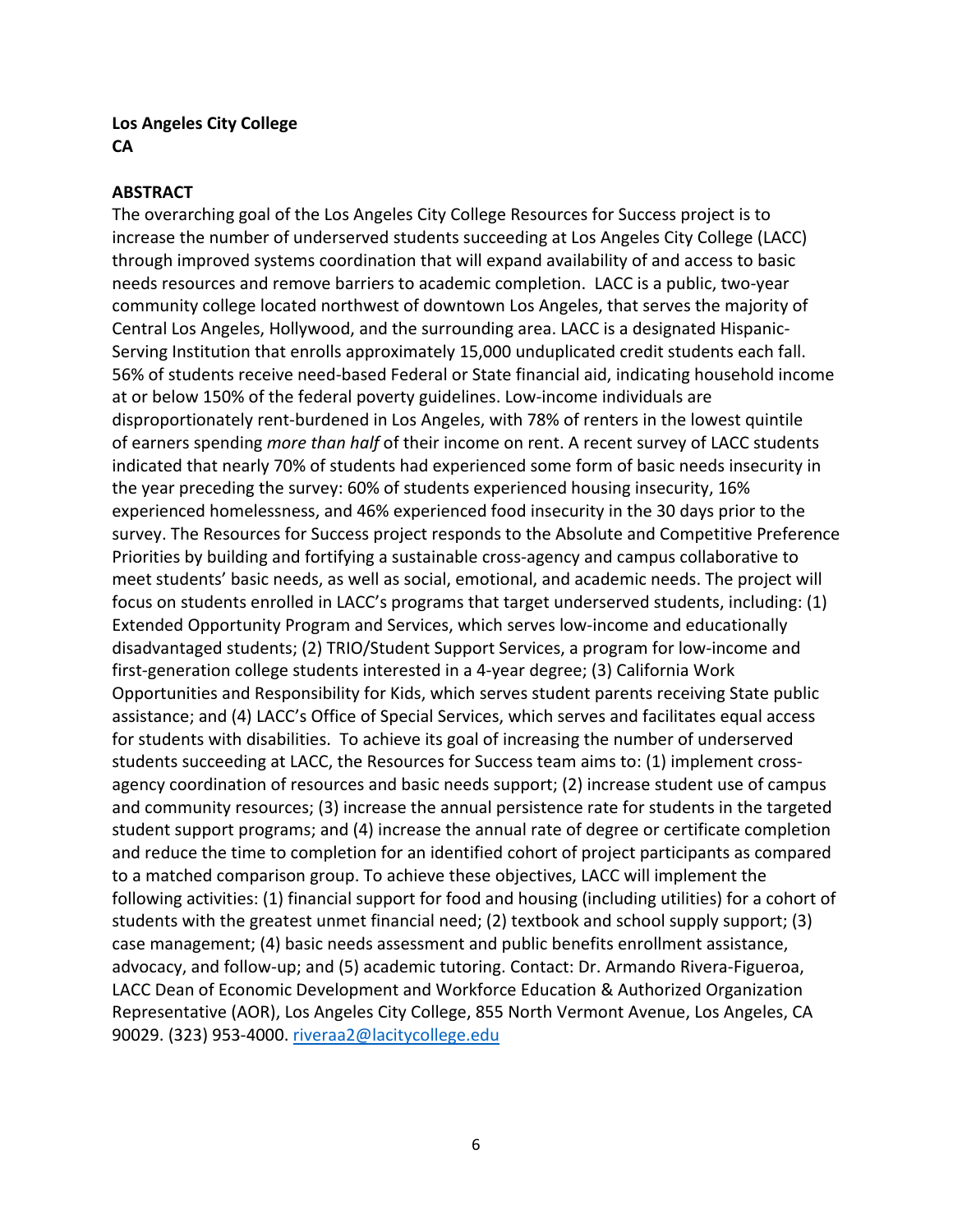**Los Angeles City College**
**CA**

**ABSTRACT**

The overarching goal of the Los Angeles City College Resources for Success project is to increase the number of underserved students succeeding at Los Angeles City College (LACC) through improved systems coordination that will expand availability of and access to basic needs resources and remove barriers to academic completion. LACC is a public, two-year community college located northwest of downtown Los Angeles, that serves the majority of Central Los Angeles, Hollywood, and the surrounding area. LACC is a designated Hispanic-Serving Institution that enrolls approximately 15,000 unduplicated credit students each fall. 56% of students receive need-based Federal or State financial aid, indicating household income at or below 150% of the federal poverty guidelines. Low-income individuals are disproportionately rent-burdened in Los Angeles, with 78% of renters in the lowest quintile of earners spending *more than half* of their income on rent. A recent survey of LACC students indicated that nearly 70% of students had experienced some form of basic needs insecurity in the year preceding the survey: 60% of students experienced housing insecurity, 16% experienced homelessness, and 46% experienced food insecurity in the 30 days prior to the survey. The Resources for Success project responds to the Absolute and Competitive Preference Priorities by building and fortifying a sustainable cross-agency and campus collaborative to meet students' basic needs, as well as social, emotional, and academic needs. The project will focus on students enrolled in LACC's programs that target underserved students, including: (1) Extended Opportunity Program and Services, which serves low-income and educationally disadvantaged students; (2) TRIO/Student Support Services, a program for low-income and first-generation college students interested in a 4-year degree; (3) California Work Opportunities and Responsibility for Kids, which serves student parents receiving State public assistance; and (4) LACC's Office of Special Services, which serves and facilitates equal access for students with disabilities. To achieve its goal of increasing the number of underserved students succeeding at LACC, the Resources for Success team aims to: (1) implement cross-agency coordination of resources and basic needs support; (2) increase student use of campus and community resources; (3) increase the annual persistence rate for students in the targeted student support programs; and (4) increase the annual rate of degree or certificate completion and reduce the time to completion for an identified cohort of project participants as compared to a matched comparison group. To achieve these objectives, LACC will implement the following activities: (1) financial support for food and housing (including utilities) for a cohort of students with the greatest unmet financial need; (2) textbook and school supply support; (3) case management; (4) basic needs assessment and public benefits enrollment assistance, advocacy, and follow-up; and (5) academic tutoring. Contact: Dr. Armando Rivera-Figueroa, LACC Dean of Economic Development and Workforce Education & Authorized Organization Representative (AOR), Los Angeles City College, 855 North Vermont Avenue, Los Angeles, CA 90029. (323) 953-4000. riveraa2@lacitycollege.edu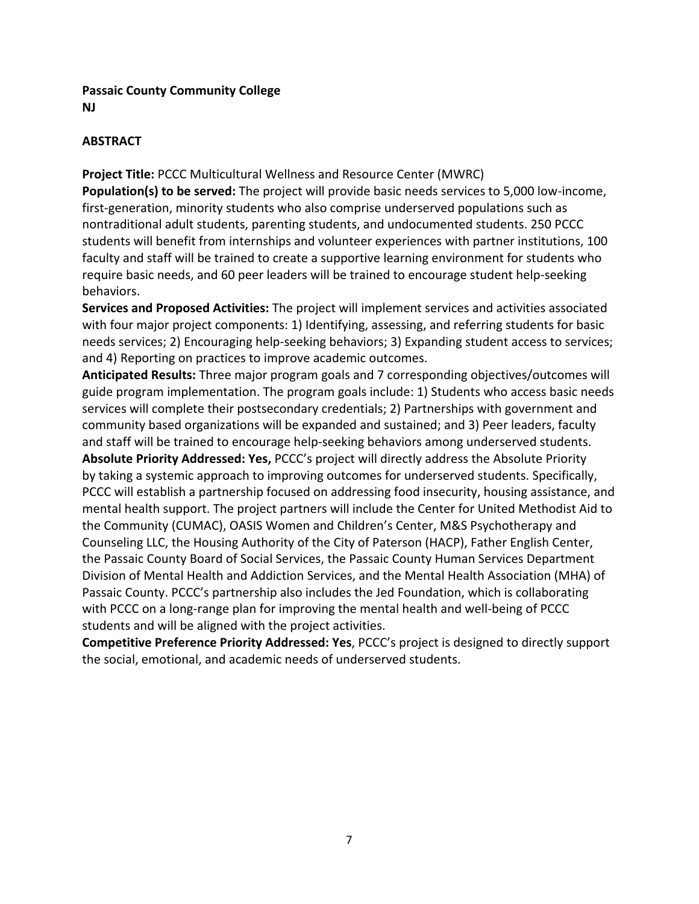**Passaic County Community College**
**NJ**

**ABSTRACT**

**Project Title:** PCCC Multicultural Wellness and Resource Center (MWRC)
**Population(s) to be served:** The project will provide basic needs services to 5,000 low-income, first-generation, minority students who also comprise underserved populations such as nontraditional adult students, parenting students, and undocumented students. 250 PCCC students will benefit from internships and volunteer experiences with partner institutions, 100 faculty and staff will be trained to create a supportive learning environment for students who require basic needs, and 60 peer leaders will be trained to encourage student help-seeking behaviors.
**Services and Proposed Activities:** The project will implement services and activities associated with four major project components: 1) Identifying, assessing, and referring students for basic needs services; 2) Encouraging help-seeking behaviors; 3) Expanding student access to services; and 4) Reporting on practices to improve academic outcomes.
**Anticipated Results:** Three major program goals and 7 corresponding objectives/outcomes will guide program implementation. The program goals include: 1) Students who access basic needs services will complete their postsecondary credentials; 2) Partnerships with government and community based organizations will be expanded and sustained; and 3) Peer leaders, faculty and staff will be trained to encourage help-seeking behaviors among underserved students.
**Absolute Priority Addressed: Yes,** PCCC's project will directly address the Absolute Priority by taking a systemic approach to improving outcomes for underserved students. Specifically, PCCC will establish a partnership focused on addressing food insecurity, housing assistance, and mental health support. The project partners will include the Center for United Methodist Aid to the Community (CUMAC), OASIS Women and Children's Center, M&S Psychotherapy and Counseling LLC, the Housing Authority of the City of Paterson (HACP), Father English Center, the Passaic County Board of Social Services, the Passaic County Human Services Department Division of Mental Health and Addiction Services, and the Mental Health Association (MHA) of Passaic County. PCCC's partnership also includes the Jed Foundation, which is collaborating with PCCC on a long-range plan for improving the mental health and well-being of PCCC students and will be aligned with the project activities.
**Competitive Preference Priority Addressed: Yes**, PCCC's project is designed to directly support the social, emotional, and academic needs of underserved students.